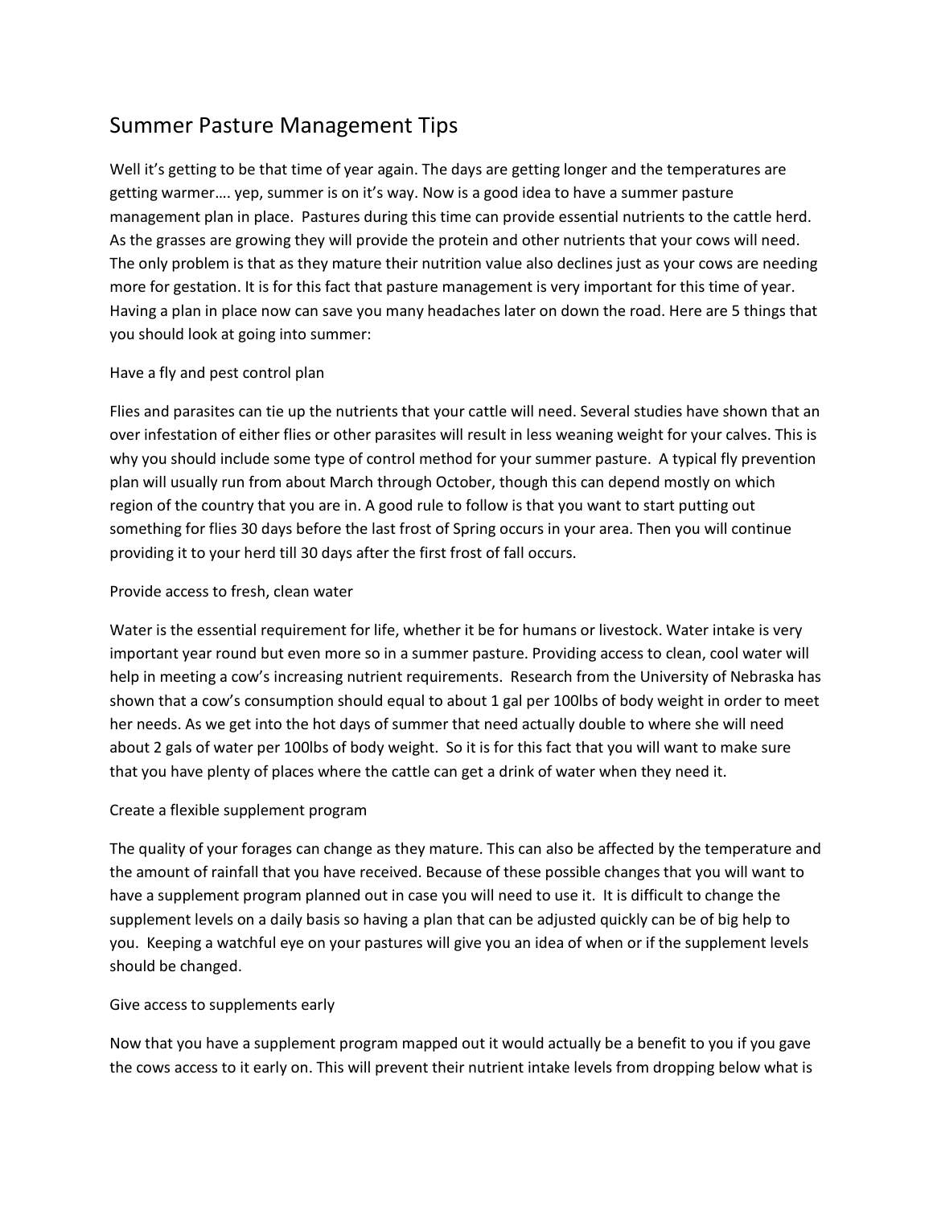# Summer Pasture Management Tips

Well it's getting to be that time of year again. The days are getting longer and the temperatures are getting warmer…. yep, summer is on it's way. Now is a good idea to have a summer pasture management plan in place. Pastures during this time can provide essential nutrients to the cattle herd. As the grasses are growing they will provide the protein and other nutrients that your cows will need. The only problem is that as they mature their nutrition value also declines just as your cows are needing more for gestation. It is for this fact that pasture management is very important for this time of year. Having a plan in place now can save you many headaches later on down the road. Here are 5 things that you should look at going into summer:

## Have a fly and pest control plan

Flies and parasites can tie up the nutrients that your cattle will need. Several studies have shown that an over infestation of either flies or other parasites will result in less weaning weight for your calves. This is why you should include some type of control method for your summer pasture. A typical fly prevention plan will usually run from about March through October, though this can depend mostly on which region of the country that you are in. A good rule to follow is that you want to start putting out something for flies 30 days before the last frost of Spring occurs in your area. Then you will continue providing it to your herd till 30 days after the first frost of fall occurs.

## Provide access to fresh, clean water

Water is the essential requirement for life, whether it be for humans or livestock. Water intake is very important year round but even more so in a summer pasture. Providing access to clean, cool water will help in meeting a cow's increasing nutrient requirements. Research from the University of Nebraska has shown that a cow's consumption should equal to about 1 gal per 100lbs of body weight in order to meet her needs. As we get into the hot days of summer that need actually double to where she will need about 2 gals of water per 100lbs of body weight. So it is for this fact that you will want to make sure that you have plenty of places where the cattle can get a drink of water when they need it.

## Create a flexible supplement program

The quality of your forages can change as they mature. This can also be affected by the temperature and the amount of rainfall that you have received. Because of these possible changes that you will want to have a supplement program planned out in case you will need to use it. It is difficult to change the supplement levels on a daily basis so having a plan that can be adjusted quickly can be of big help to you. Keeping a watchful eye on your pastures will give you an idea of when or if the supplement levels should be changed.

## Give access to supplements early

Now that you have a supplement program mapped out it would actually be a benefit to you if you gave the cows access to it early on. This will prevent their nutrient intake levels from dropping below what is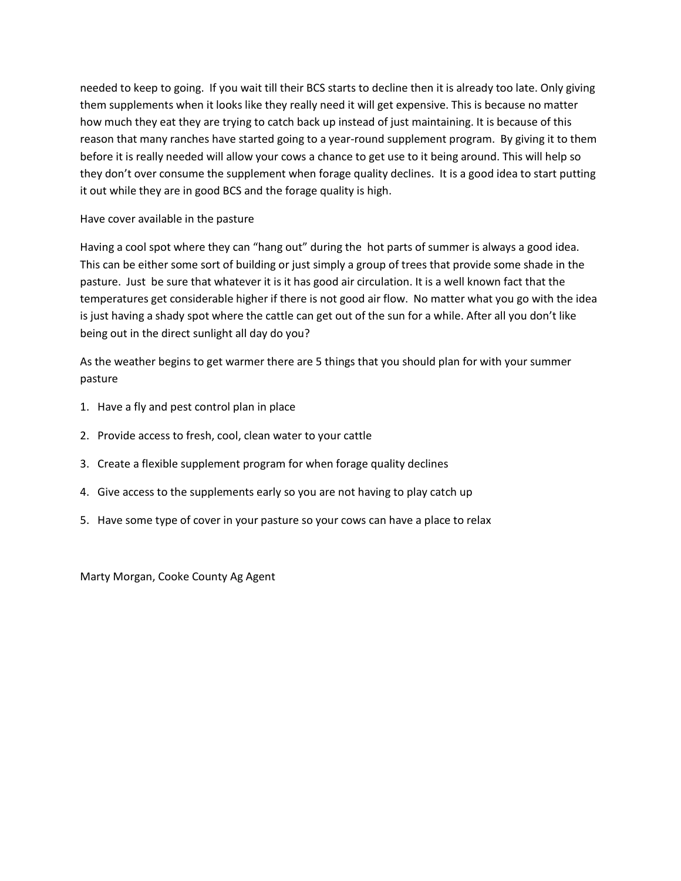needed to keep to going. If you wait till their BCS starts to decline then it is already too late. Only giving them supplements when it looks like they really need it will get expensive. This is because no matter how much they eat they are trying to catch back up instead of just maintaining. It is because of this reason that many ranches have started going to a year-round supplement program. By giving it to them before it is really needed will allow your cows a chance to get use to it being around. This will help so they don't over consume the supplement when forage quality declines. It is a good idea to start putting it out while they are in good BCS and the forage quality is high.

Have cover available in the pasture

Having a cool spot where they can "hang out" during the hot parts of summer is always a good idea. This can be either some sort of building or just simply a group of trees that provide some shade in the pasture. Just be sure that whatever it is it has good air circulation. It is a well known fact that the temperatures get considerable higher if there is not good air flow. No matter what you go with the idea is just having a shady spot where the cattle can get out of the sun for a while. After all you don't like being out in the direct sunlight all day do you?

As the weather begins to get warmer there are 5 things that you should plan for with your summer pasture

1. Have a fly and pest control plan in place
2. Provide access to fresh, cool, clean water to your cattle
3. Create a flexible supplement program for when forage quality declines
4. Give access to the supplements early so you are not having to play catch up
5. Have some type of cover in your pasture so your cows can have a place to relax

Marty Morgan, Cooke County Ag Agent